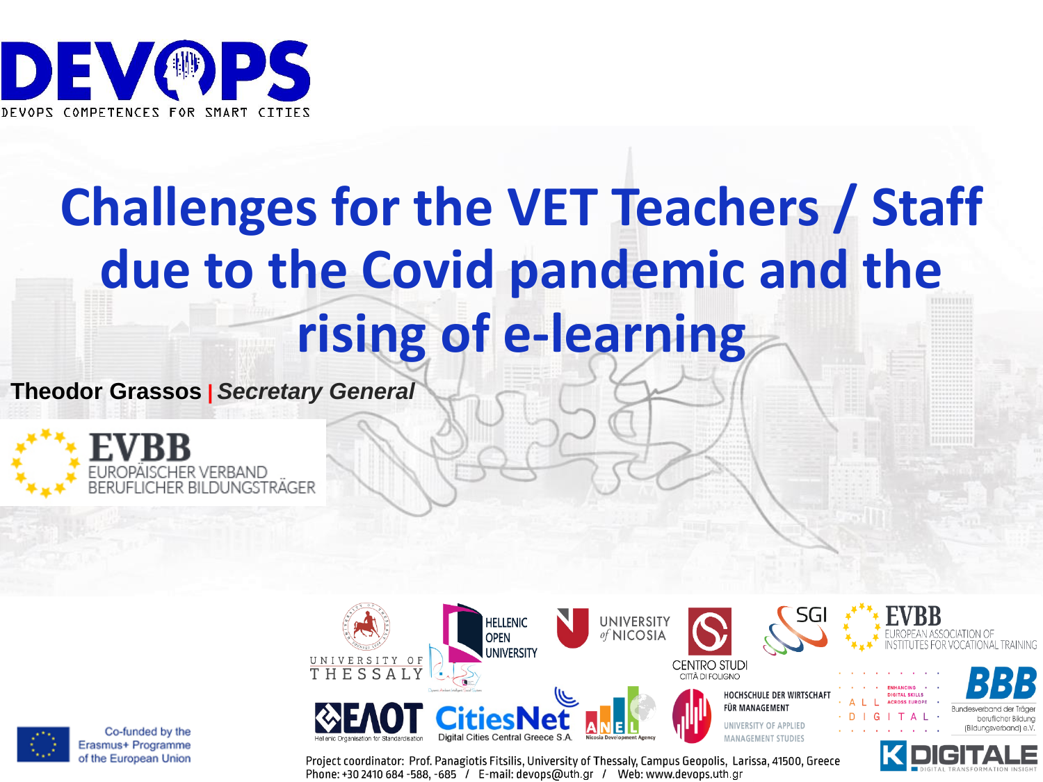DEVOPS

DEVOPS COMPETENCES FOR SMART CITIES

# Challenges for the VET Teachers / Staff due to the Covid pandemic and the rising of e-learning

**Theodor Grassos** | ***Secretary General***

EVBB
EUROPÄISCHER VERBAND
BERUFLICHER BILDUNGSTRÄGER

UNIVERSITY OF THESSALY

HELLENIC OPEN UNIVERSITY

UNIVERSITY of NICOSIA

CENTRO STUDI CITTÀ DI FOLIGNO

SGI

EVBB
EUROPEAN ASSOCIATION OF INSTITUTES FOR VOCATIONAL TRAINING

ΕΛΟΤ
Hellenic Organisation for Standardisation

CitiesNet
Digital Cities Central Greece S.A.

ANEL
Nicosia Development Agency

HOCHSCHULE DER WIRTSCHAFT FÜR MANAGEMENT
UNIVERSITY OF APPLIED MANAGEMENT STUDIES

ALL DIGITAL
ENHANCING DIGITAL SKILLS ACROSS EUROPE

BBB
Bundesverband der Träger beruflicher Bildung (Bildungsverband) e.V.

KDIGITALE
DIGITAL TRANSFORMATION INSIGHT

Co-funded by the Erasmus+ Programme of the European Union

Project coordinator: Prof. Panagiotis Fitsilis, University of Thessaly, Campus Geopolis, Larissa, 41500, Greece
Phone: +30 2410 684 -588, -685 / E-mail: devops@uth.gr / Web: www.devops.uth.gr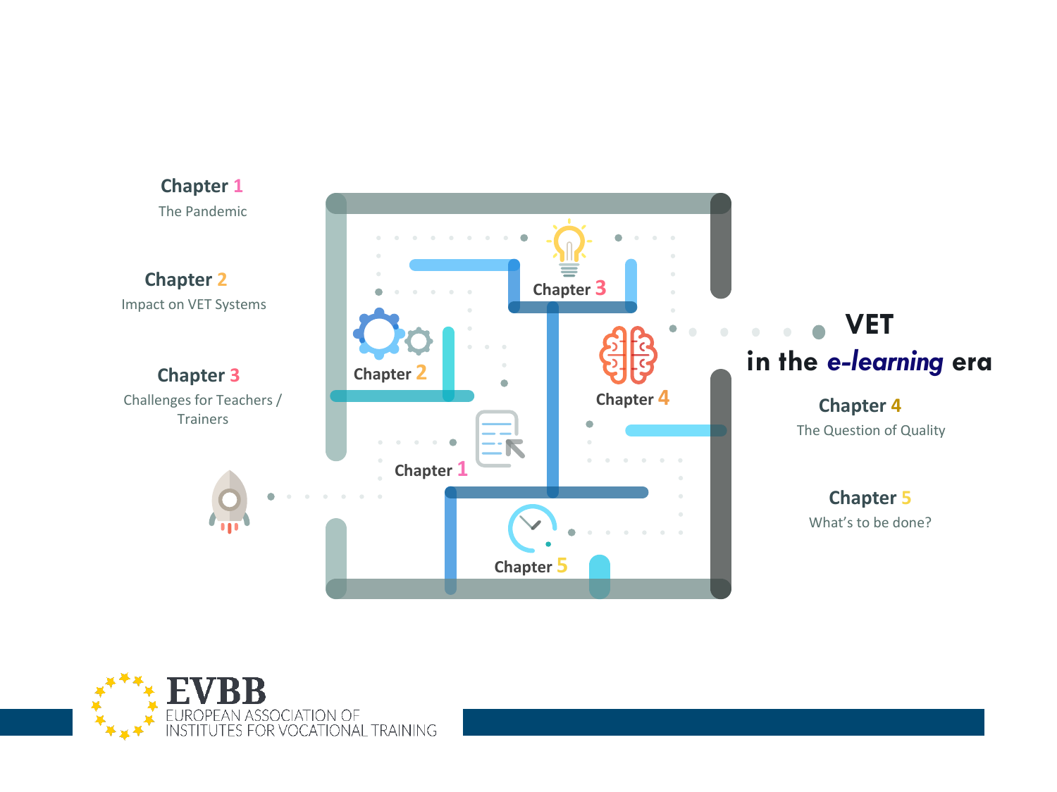# VET in the *e-learning* era

**Chapter 1**
The Pandemic

**Chapter 2**
Impact on VET Systems

**Chapter 3**
Challenges for Teachers / Trainers

**Chapter 4**
The Question of Quality

**Chapter 5**
What's to be done?

EVBB
EUROPEAN ASSOCIATION OF INSTITUTES FOR VOCATIONAL TRAINING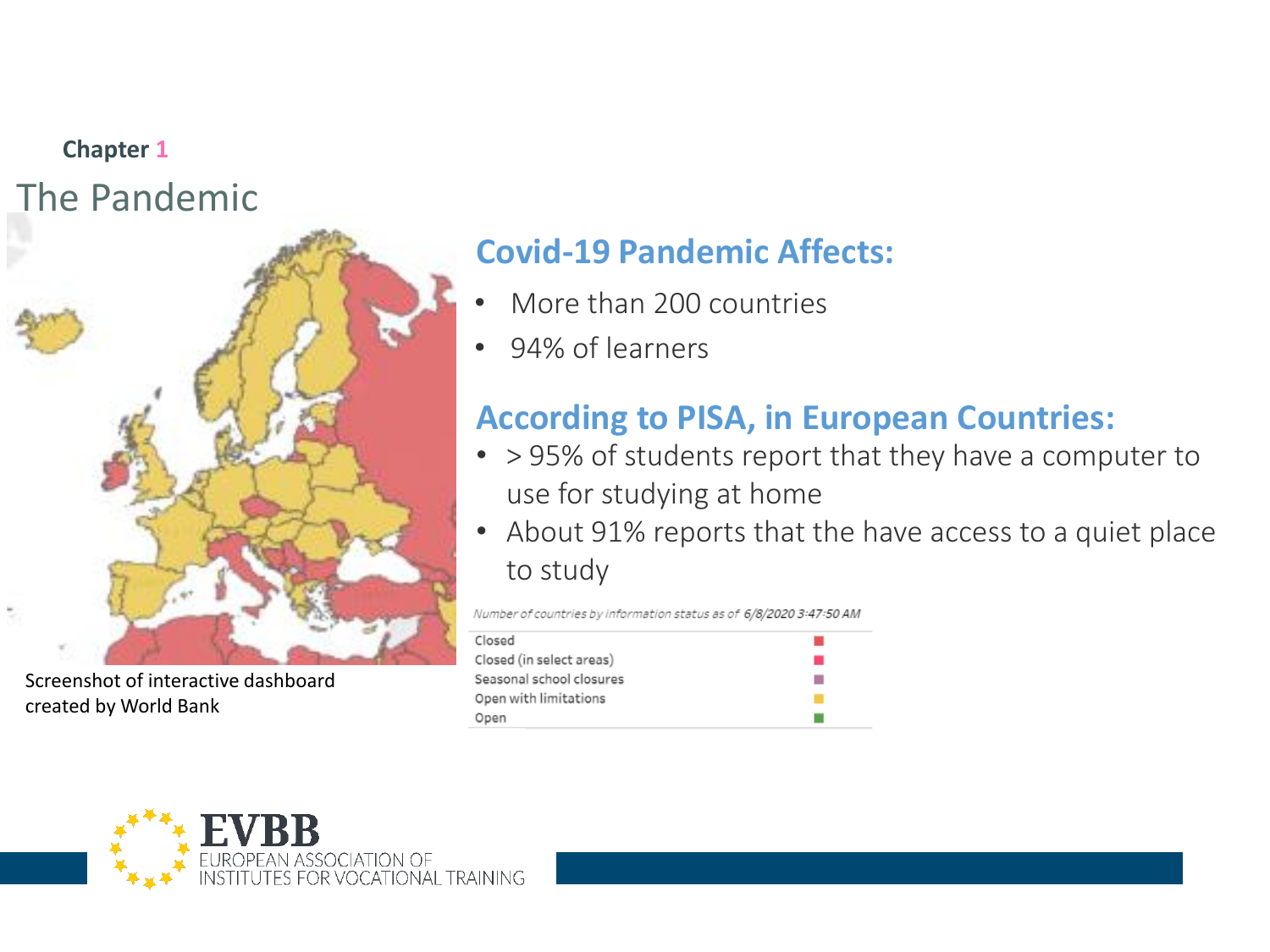Chapter 1

# The Pandemic

Screenshot of interactive dashboard created by World Bank

## Covid-19 Pandemic Affects:

- More than 200 countries
- 94% of learners

## According to PISA, in European Countries:

- > 95% of students report that they have a computer to use for studying at home
- About 91% reports that the have access to a quiet place to study

*Number of countries by information status as of 6/8/2020 3:47:50 AM*

- Closed
- Closed (in select areas)
- Seasonal school closures
- Open with limitations
- Open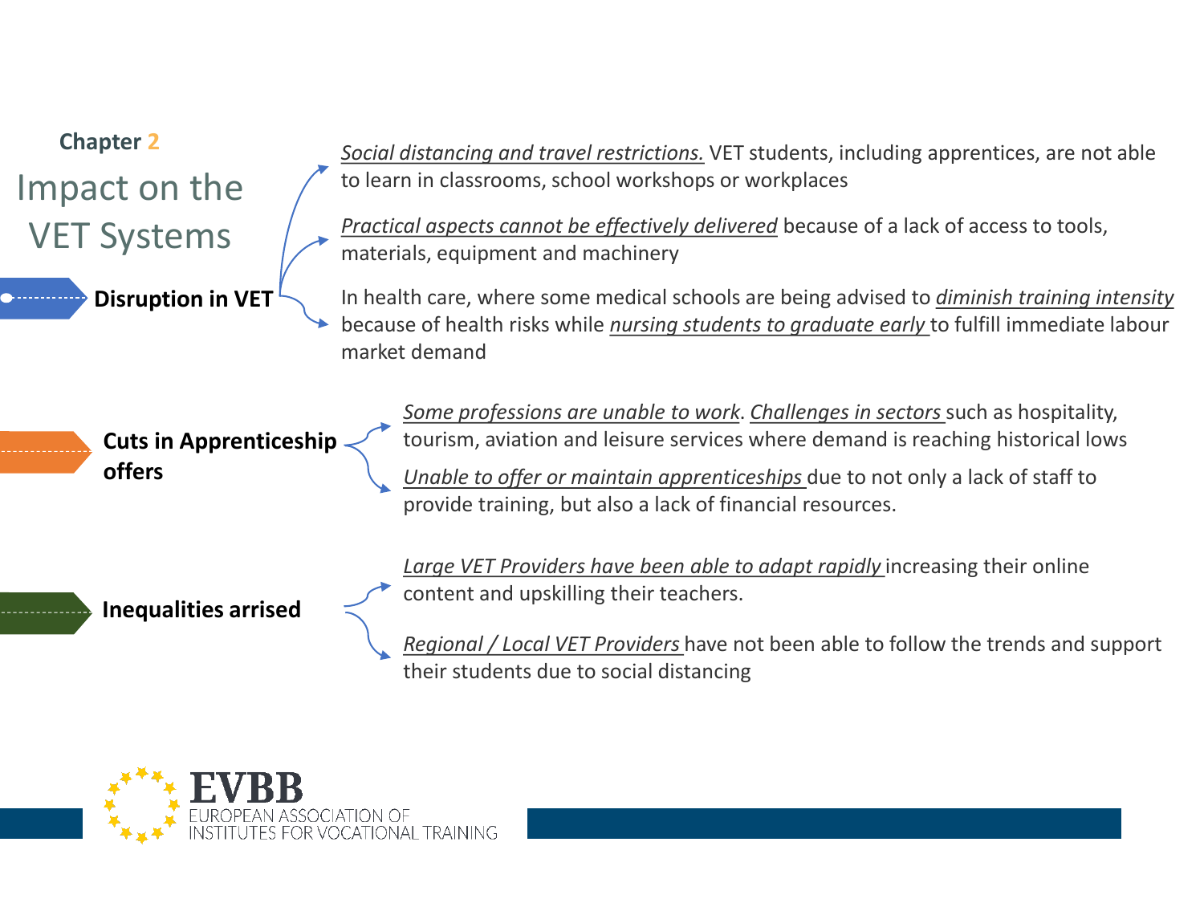Chapter 2

# Impact on the VET Systems

### Disruption in VET

- *Social distancing and travel restrictions.* VET students, including apprentices, are not able to learn in classrooms, school workshops or workplaces
- *Practical aspects cannot be effectively delivered* because of a lack of access to tools, materials, equipment and machinery
- In health care, where some medical schools are being advised to *diminish training intensity* because of health risks while *nursing students to graduate early* to fulfill immediate labour market demand

### Cuts in Apprenticeship offers

- *Some professions are unable to work*. *Challenges in sectors* such as hospitality, tourism, aviation and leisure services where demand is reaching historical lows
- *Unable to offer or maintain apprenticeships* due to not only a lack of staff to provide training, but also a lack of financial resources.

### Inequalities arrised

- *Large VET Providers have been able to adapt rapidly* increasing their online content and upskilling their teachers.
- *Regional / Local VET Providers* have not been able to follow the trends and support their students due to social distancing

EVBB
EUROPEAN ASSOCIATION OF INSTITUTES FOR VOCATIONAL TRAINING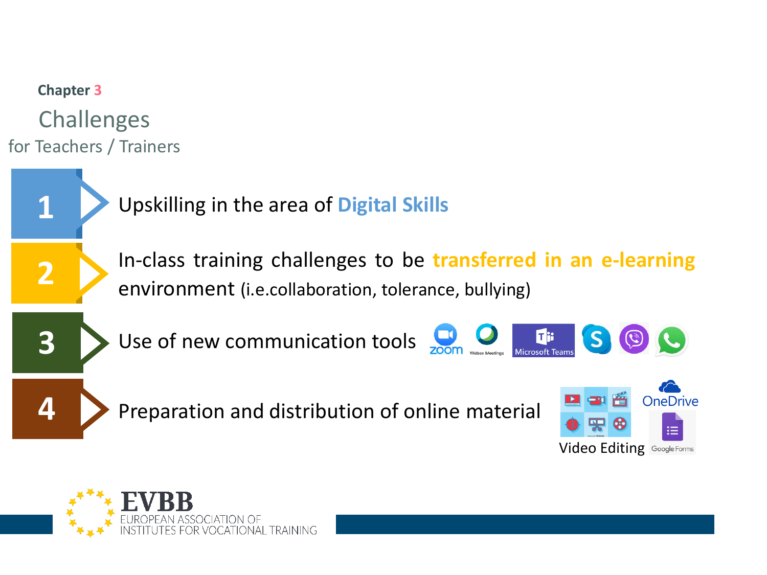Chapter 3

# Challenges

## for Teachers / Trainers

1. Upskilling in the area of **Digital Skills**
2. In-class training challenges to be **transferred in an e-learning** environment (i.e.collaboration, tolerance, bullying)
3. Use of new communication tools
4. Preparation and distribution of online material

Video Editing

OneDrive

Google Forms

EVBB EUROPEAN ASSOCIATION OF INSTITUTES FOR VOCATIONAL TRAINING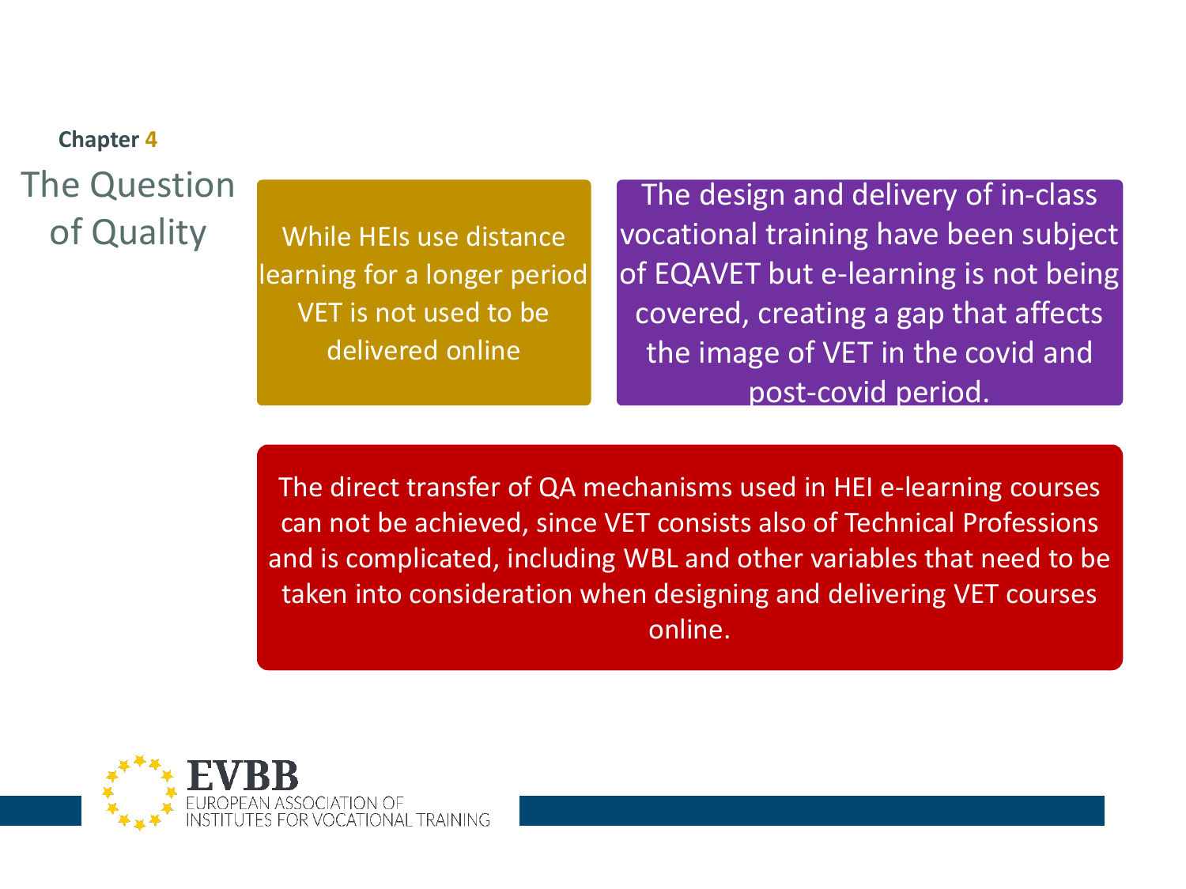Chapter 4

# The Question of Quality

While HEIs use distance learning for a longer period VET is not used to be delivered online

The design and delivery of in-class vocational training have been subject of EQAVET but e-learning is not being covered, creating a gap that affects the image of VET in the covid and post-covid period.

The direct transfer of QA mechanisms used in HEI e-learning courses can not be achieved, since VET consists also of Technical Professions and is complicated, including WBL and other variables that need to be taken into consideration when designing and delivering VET courses online.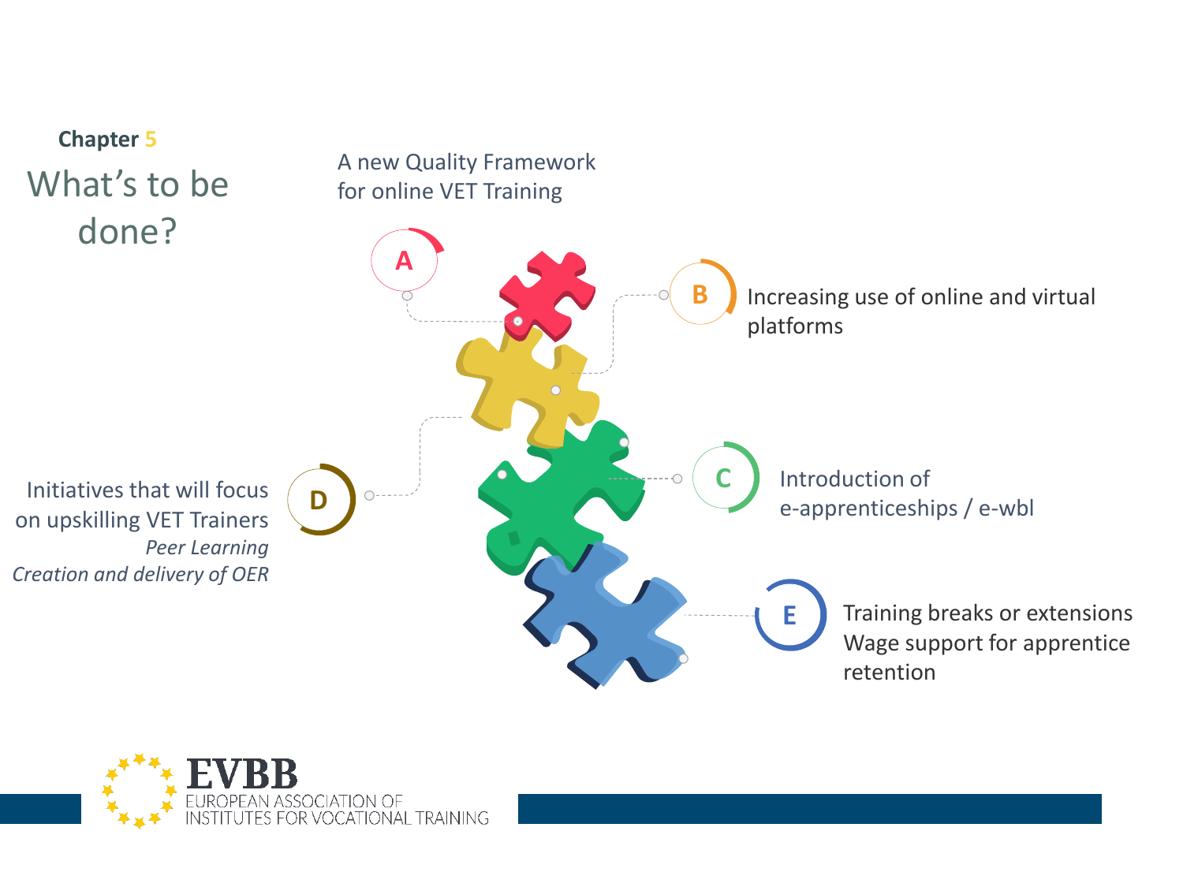**Chapter 5**

# What's to be done?

**A** — A new Quality Framework for online VET Training

**B** — Increasing use of online and virtual platforms

**C** — Introduction of e-apprenticeships / e-wbl

**D** — Initiatives that will focus on upskilling VET Trainers
*Peer Learning*
*Creation and delivery of OER*

**E** — Training breaks or extensions
Wage support for apprentice retention

EVBB
EUROPEAN ASSOCIATION OF INSTITUTES FOR VOCATIONAL TRAINING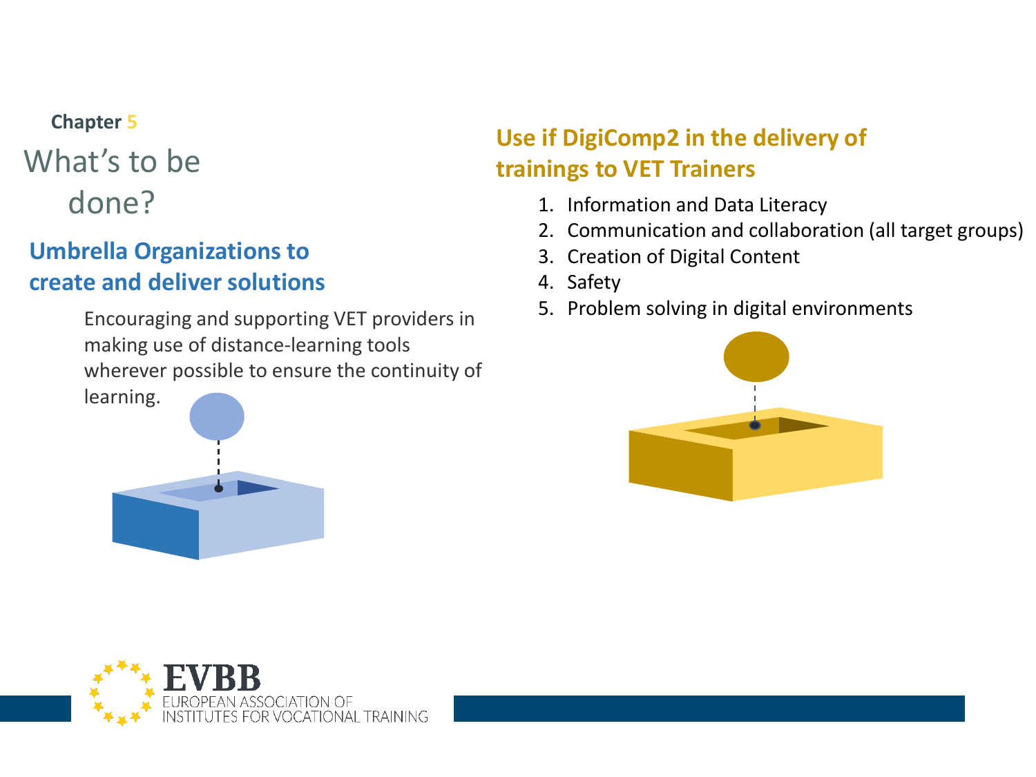Chapter 5

# What's to be done?

## Umbrella Organizations to create and deliver solutions

Encouraging and supporting VET providers in making use of distance-learning tools wherever possible to ensure the continuity of learning.

## Use if DigiComp2 in the delivery of trainings to VET Trainers

1. Information and Data Literacy
2. Communication and collaboration (all target groups)
3. Creation of Digital Content
4. Safety
5. Problem solving in digital environments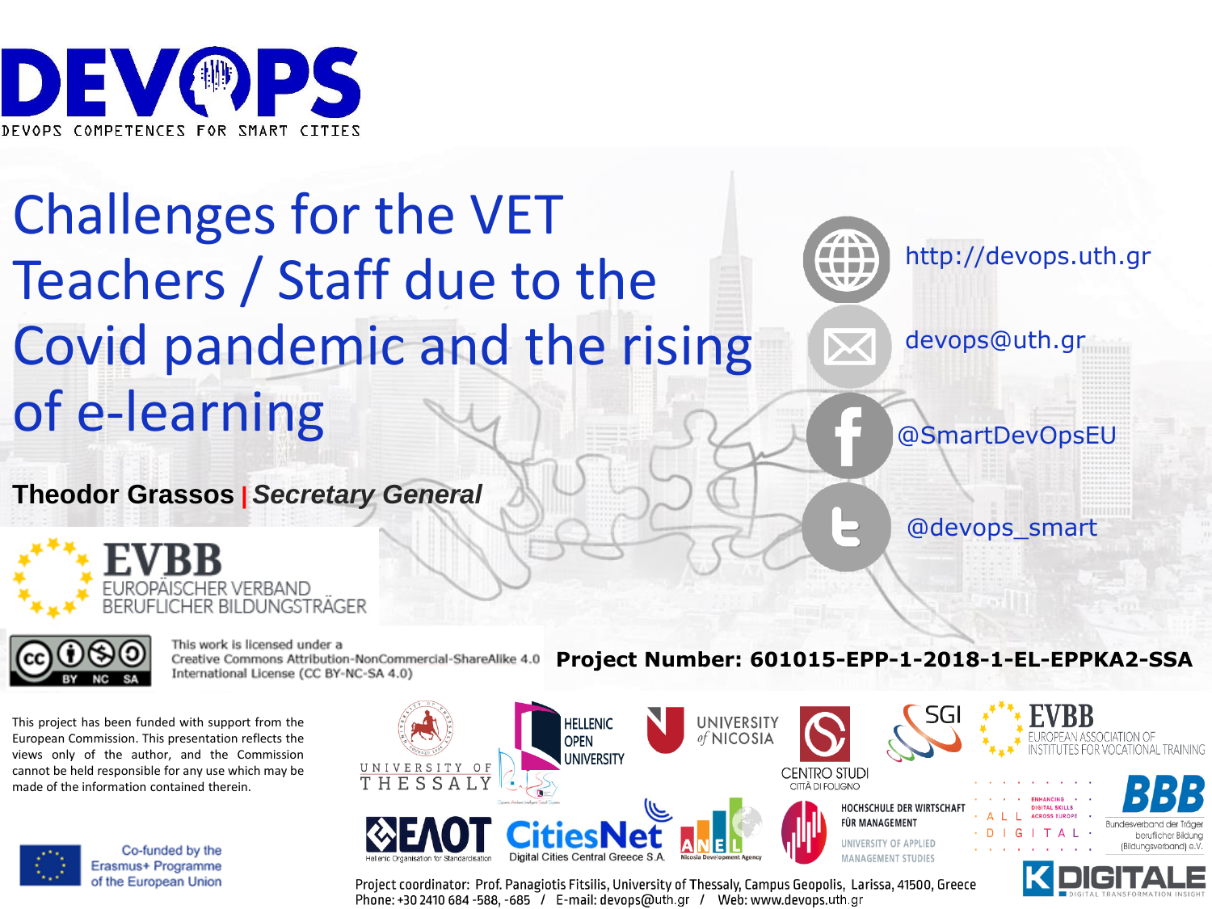# DEVOPS

DEVOPS COMPETENCES FOR SMART CITIES

# Challenges for the VET Teachers / Staff due to the Covid pandemic and the rising of e-learning

**Theodor Grassos** | ***Secretary General***

EVBB EUROPÄISCHER VERBAND BERUFLICHER BILDUNGSTRÄGER

http://devops.uth.gr

devops@uth.gr

@SmartDevOpsEU

@devops_smart

This work is licensed under a Creative Commons Attribution-NonCommercial-ShareAlike 4.0 International License (CC BY-NC-SA 4.0)

**Project Number: 601015-EPP-1-2018-1-EL-EPPKA2-SSA**

This project has been funded with support from the European Commission. This presentation reflects the views only of the author, and the Commission cannot be held responsible for any use which may be made of the information contained therein.

Co-funded by the Erasmus+ Programme of the European Union

University of Thessaly · Hellenic Open University · University of Nicosia · Centro Studi Città di Foligno · SGI · EVBB European Association of Institutes for Vocational Training · ΕΛΟΤ Hellenic Organisation for Standardisation · CitiesNet Digital Cities Central Greece S.A. · ANEL Nicosia Development Agency · Hochschule der Wirtschaft für Management University of Applied Management Studies · ALL DIGITAL Enhancing Digital Skills Across Europe · BBB Bundesverband der Träger beruflicher Bildung (Bildungsverband) e.V. · K DIGITALE Digital Transformation Insight

Project coordinator: Prof. Panagiotis Fitsilis, University of Thessaly, Campus Geopolis, Larissa, 41500, Greece
Phone: +30 2410 684 -588, -685 / E-mail: devops@uth.gr / Web: www.devops.uth.gr